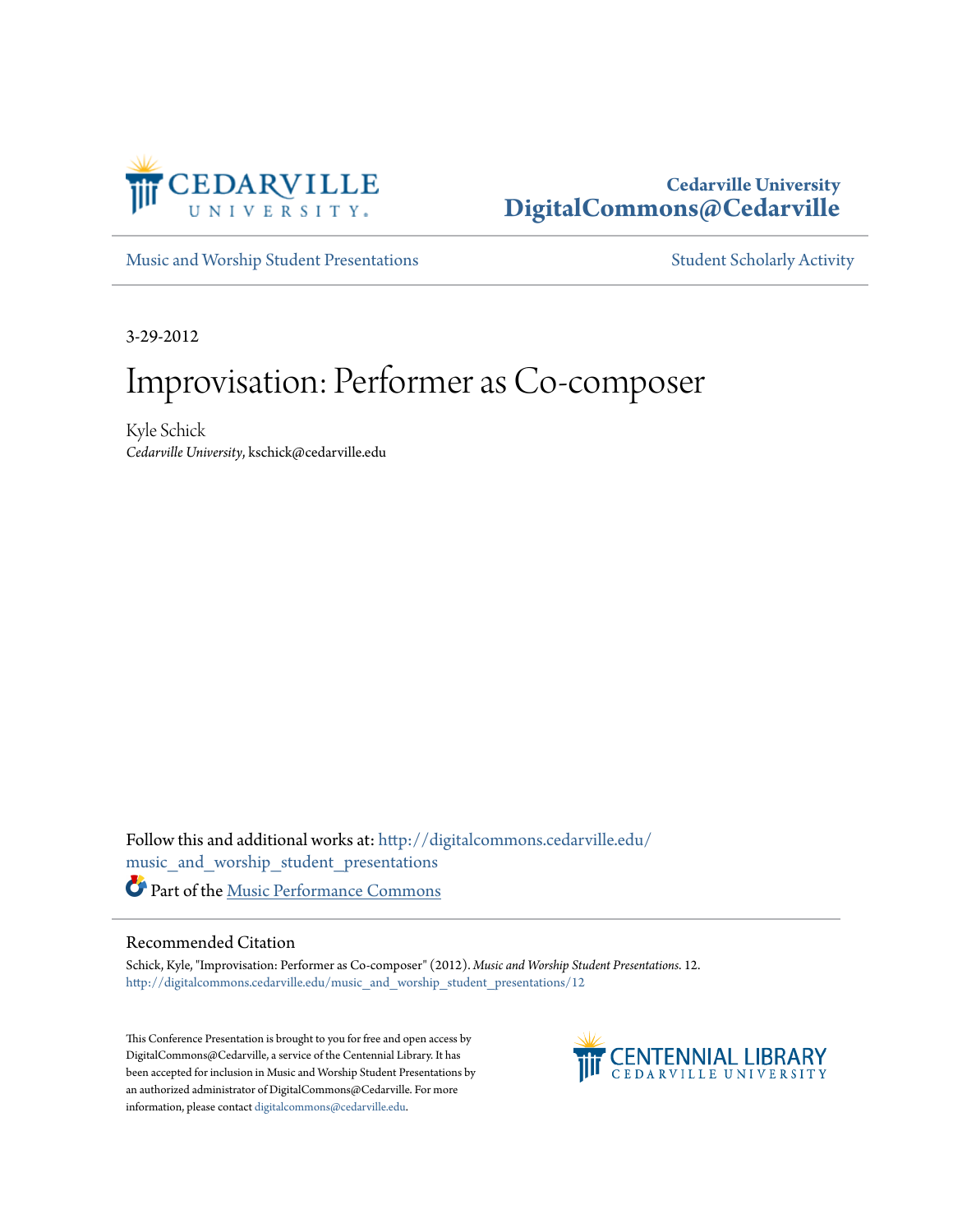Cedarville University
DigitalCommons@Cedarville

Music and Worship Student Presentations

Student Scholarly Activity

3-29-2012

# Improvisation: Performer as Co-composer

Kyle Schick
*Cedarville University*, kschick@cedarville.edu

Follow this and additional works at: http://digitalcommons.cedarville.edu/music_and_worship_student_presentations

Part of the Music Performance Commons

## Recommended Citation

Schick, Kyle, "Improvisation: Performer as Co-composer" (2012). *Music and Worship Student Presentations*. 12.
http://digitalcommons.cedarville.edu/music_and_worship_student_presentations/12

This Conference Presentation is brought to you for free and open access by DigitalCommons@Cedarville, a service of the Centennial Library. It has been accepted for inclusion in Music and Worship Student Presentations by an authorized administrator of DigitalCommons@Cedarville. For more information, please contact digitalcommons@cedarville.edu.

CENTENNIAL LIBRARY
CEDARVILLE UNIVERSITY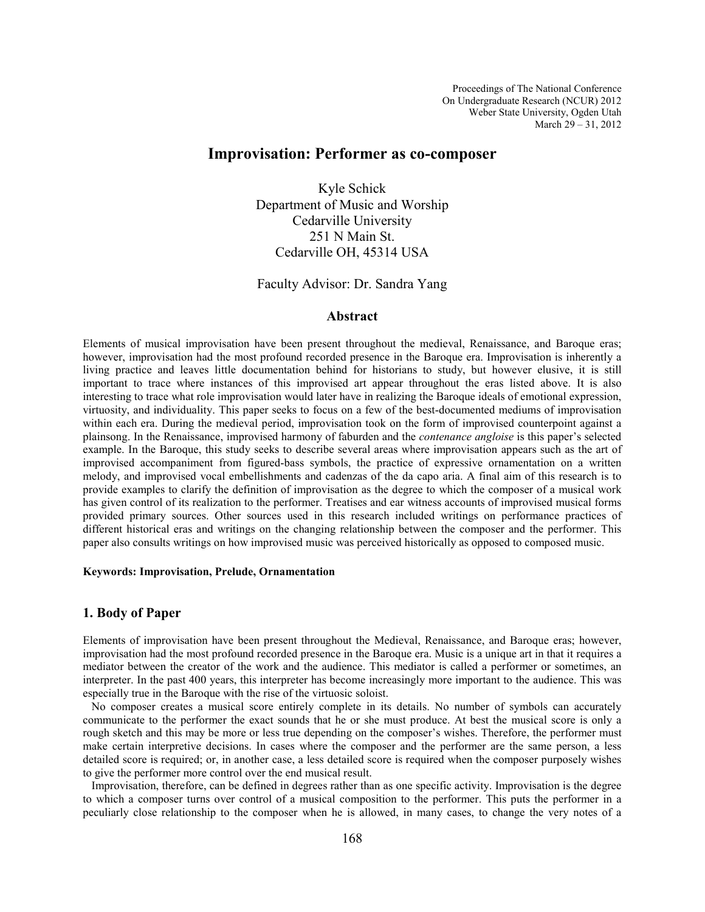Proceedings of The National Conference On Undergraduate Research (NCUR) 2012
Weber State University, Ogden Utah
March 29 – 31, 2012

# Improvisation: Performer as co-composer

Kyle Schick
Department of Music and Worship
Cedarville University
251 N Main St.
Cedarville OH, 45314 USA

Faculty Advisor: Dr. Sandra Yang

### Abstract

Elements of musical improvisation have been present throughout the medieval, Renaissance, and Baroque eras; however, improvisation had the most profound recorded presence in the Baroque era. Improvisation is inherently a living practice and leaves little documentation behind for historians to study, but however elusive, it is still important to trace where instances of this improvised art appear throughout the eras listed above. It is also interesting to trace what role improvisation would later have in realizing the Baroque ideals of emotional expression, virtuosity, and individuality. This paper seeks to focus on a few of the best-documented mediums of improvisation within each era. During the medieval period, improvisation took on the form of improvised counterpoint against a plainsong. In the Renaissance, improvised harmony of faburden and the *contenance angloise* is this paper's selected example. In the Baroque, this study seeks to describe several areas where improvisation appears such as the art of improvised accompaniment from figured-bass symbols, the practice of expressive ornamentation on a written melody, and improvised vocal embellishments and cadenzas of the da capo aria. A final aim of this research is to provide examples to clarify the definition of improvisation as the degree to which the composer of a musical work has given control of its realization to the performer. Treatises and ear witness accounts of improvised musical forms provided primary sources. Other sources used in this research included writings on performance practices of different historical eras and writings on the changing relationship between the composer and the performer. This paper also consults writings on how improvised music was perceived historically as opposed to composed music.

**Keywords: Improvisation, Prelude, Ornamentation**

## 1. Body of Paper

Elements of improvisation have been present throughout the Medieval, Renaissance, and Baroque eras; however, improvisation had the most profound recorded presence in the Baroque era. Music is a unique art in that it requires a mediator between the creator of the work and the audience. This mediator is called a performer or sometimes, an interpreter. In the past 400 years, this interpreter has become increasingly more important to the audience. This was especially true in the Baroque with the rise of the virtuosic soloist.

No composer creates a musical score entirely complete in its details. No number of symbols can accurately communicate to the performer the exact sounds that he or she must produce. At best the musical score is only a rough sketch and this may be more or less true depending on the composer's wishes. Therefore, the performer must make certain interpretive decisions. In cases where the composer and the performer are the same person, a less detailed score is required; or, in another case, a less detailed score is required when the composer purposely wishes to give the performer more control over the end musical result.

Improvisation, therefore, can be defined in degrees rather than as one specific activity. Improvisation is the degree to which a composer turns over control of a musical composition to the performer. This puts the performer in a peculiarly close relationship to the composer when he is allowed, in many cases, to change the very notes of a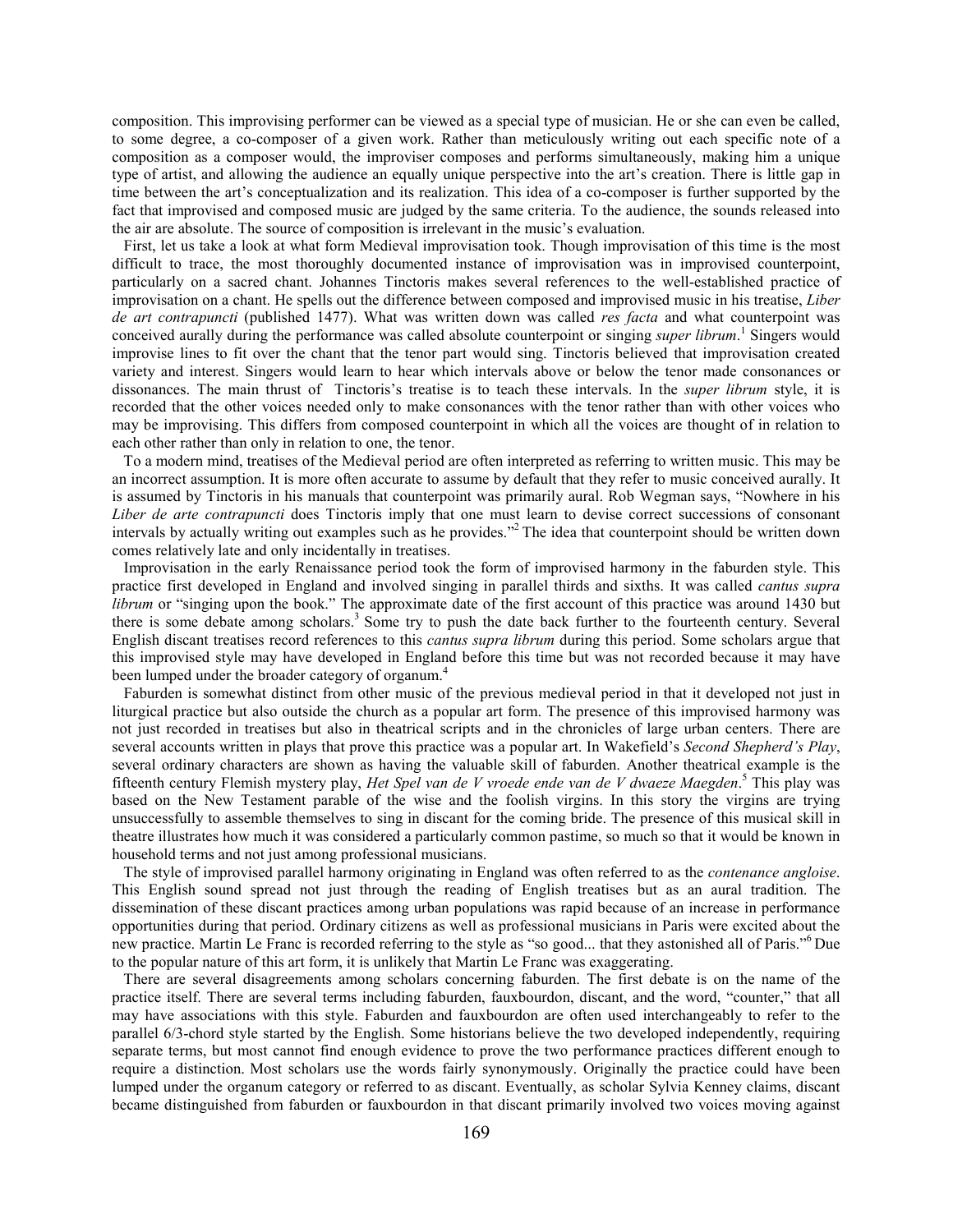composition. This improvising performer can be viewed as a special type of musician. He or she can even be called, to some degree, a co-composer of a given work. Rather than meticulously writing out each specific note of a composition as a composer would, the improviser composes and performs simultaneously, making him a unique type of artist, and allowing the audience an equally unique perspective into the art's creation. There is little gap in time between the art's conceptualization and its realization. This idea of a co-composer is further supported by the fact that improvised and composed music are judged by the same criteria. To the audience, the sounds released into the air are absolute. The source of composition is irrelevant in the music's evaluation.

First, let us take a look at what form Medieval improvisation took. Though improvisation of this time is the most difficult to trace, the most thoroughly documented instance of improvisation was in improvised counterpoint, particularly on a sacred chant. Johannes Tinctoris makes several references to the well-established practice of improvisation on a chant. He spells out the difference between composed and improvised music in his treatise, *Liber de art contrapuncti* (published 1477). What was written down was called *res facta* and what counterpoint was conceived aurally during the performance was called absolute counterpoint or singing *super librum*.[1] Singers would improvise lines to fit over the chant that the tenor part would sing. Tinctoris believed that improvisation created variety and interest. Singers would learn to hear which intervals above or below the tenor made consonances or dissonances. The main thrust of Tinctoris's treatise is to teach these intervals. In the *super librum* style, it is recorded that the other voices needed only to make consonances with the tenor rather than with other voices who may be improvising. This differs from composed counterpoint in which all the voices are thought of in relation to each other rather than only in relation to one, the tenor.

To a modern mind, treatises of the Medieval period are often interpreted as referring to written music. This may be an incorrect assumption. It is more often accurate to assume by default that they refer to music conceived aurally. It is assumed by Tinctoris in his manuals that counterpoint was primarily aural. Rob Wegman says, "Nowhere in his *Liber de arte contrapuncti* does Tinctoris imply that one must learn to devise correct successions of consonant intervals by actually writing out examples such as he provides."[2] The idea that counterpoint should be written down comes relatively late and only incidentally in treatises.

Improvisation in the early Renaissance period took the form of improvised harmony in the faburden style. This practice first developed in England and involved singing in parallel thirds and sixths. It was called *cantus supra librum* or "singing upon the book." The approximate date of the first account of this practice was around 1430 but there is some debate among scholars.[3] Some try to push the date back further to the fourteenth century. Several English discant treatises record references to this *cantus supra librum* during this period. Some scholars argue that this improvised style may have developed in England before this time but was not recorded because it may have been lumped under the broader category of organum.[4]

Faburden is somewhat distinct from other music of the previous medieval period in that it developed not just in liturgical practice but also outside the church as a popular art form. The presence of this improvised harmony was not just recorded in treatises but also in theatrical scripts and in the chronicles of large urban centers. There are several accounts written in plays that prove this practice was a popular art. In Wakefield's *Second Shepherd's Play*, several ordinary characters are shown as having the valuable skill of faburden. Another theatrical example is the fifteenth century Flemish mystery play, *Het Spel van de V vroede ende van de V dwaeze Maegden*.[5] This play was based on the New Testament parable of the wise and the foolish virgins. In this story the virgins are trying unsuccessfully to assemble themselves to sing in discant for the coming bride. The presence of this musical skill in theatre illustrates how much it was considered a particularly common pastime, so much so that it would be known in household terms and not just among professional musicians.

The style of improvised parallel harmony originating in England was often referred to as the *contenance angloise*. This English sound spread not just through the reading of English treatises but as an aural tradition. The dissemination of these discant practices among urban populations was rapid because of an increase in performance opportunities during that period. Ordinary citizens as well as professional musicians in Paris were excited about the new practice. Martin Le Franc is recorded referring to the style as "so good... that they astonished all of Paris."[6] Due to the popular nature of this art form, it is unlikely that Martin Le Franc was exaggerating.

There are several disagreements among scholars concerning faburden. The first debate is on the name of the practice itself. There are several terms including faburden, fauxbourdon, discant, and the word, "counter," that all may have associations with this style. Faburden and fauxbourdon are often used interchangeably to refer to the parallel 6/3-chord style started by the English. Some historians believe the two developed independently, requiring separate terms, but most cannot find enough evidence to prove the two performance practices different enough to require a distinction. Most scholars use the words fairly synonymously. Originally the practice could have been lumped under the organum category or referred to as discant. Eventually, as scholar Sylvia Kenney claims, discant became distinguished from faburden or fauxbourdon in that discant primarily involved two voices moving against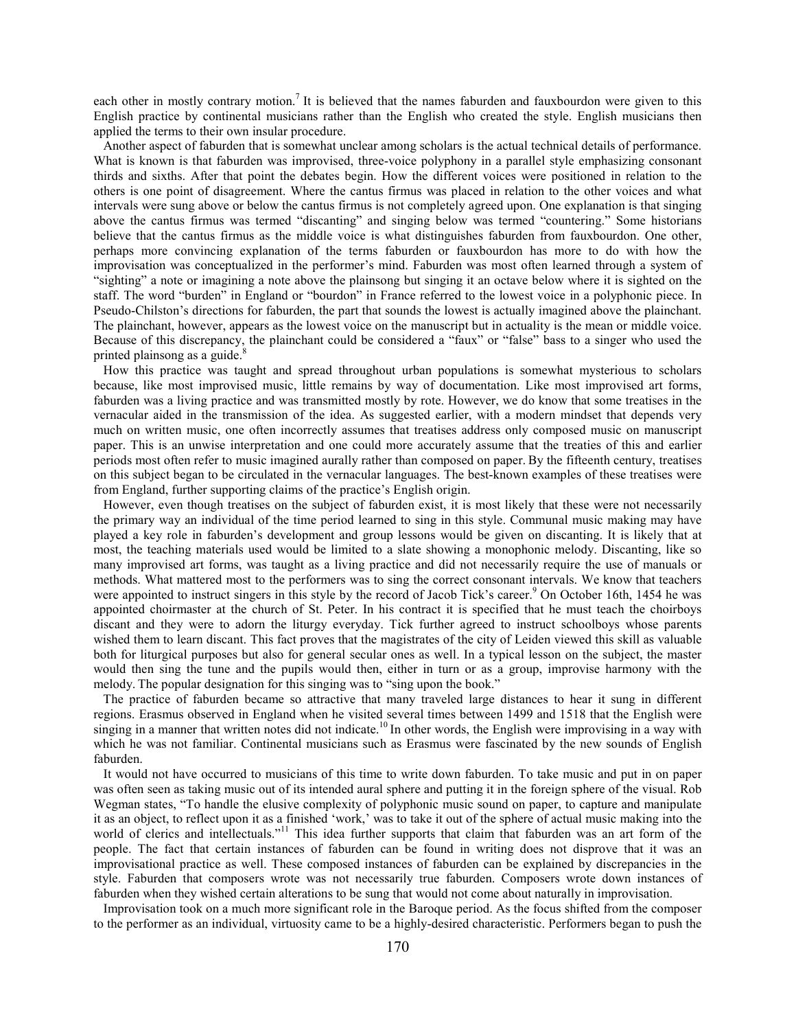each other in mostly contrary motion.[7] It is believed that the names faburden and fauxbourdon were given to this English practice by continental musicians rather than the English who created the style. English musicians then applied the terms to their own insular procedure.

Another aspect of faburden that is somewhat unclear among scholars is the actual technical details of performance. What is known is that faburden was improvised, three-voice polyphony in a parallel style emphasizing consonant thirds and sixths. After that point the debates begin. How the different voices were positioned in relation to the others is one point of disagreement. Where the cantus firmus was placed in relation to the other voices and what intervals were sung above or below the cantus firmus is not completely agreed upon. One explanation is that singing above the cantus firmus was termed "discanting" and singing below was termed "countering." Some historians believe that the cantus firmus as the middle voice is what distinguishes faburden from fauxbourdon. One other, perhaps more convincing explanation of the terms faburden or fauxbourdon has more to do with how the improvisation was conceptualized in the performer's mind. Faburden was most often learned through a system of "sighting" a note or imagining a note above the plainsong but singing it an octave below where it is sighted on the staff. The word "burden" in England or "bourdon" in France referred to the lowest voice in a polyphonic piece. In Pseudo-Chilston's directions for faburden, the part that sounds the lowest is actually imagined above the plainchant. The plainchant, however, appears as the lowest voice on the manuscript but in actuality is the mean or middle voice. Because of this discrepancy, the plainchant could be considered a "faux" or "false" bass to a singer who used the printed plainsong as a guide.[8]

How this practice was taught and spread throughout urban populations is somewhat mysterious to scholars because, like most improvised music, little remains by way of documentation. Like most improvised art forms, faburden was a living practice and was transmitted mostly by rote. However, we do know that some treatises in the vernacular aided in the transmission of the idea. As suggested earlier, with a modern mindset that depends very much on written music, one often incorrectly assumes that treatises address only composed music on manuscript paper. This is an unwise interpretation and one could more accurately assume that the treaties of this and earlier periods most often refer to music imagined aurally rather than composed on paper. By the fifteenth century, treatises on this subject began to be circulated in the vernacular languages. The best-known examples of these treatises were from England, further supporting claims of the practice's English origin.

However, even though treatises on the subject of faburden exist, it is most likely that these were not necessarily the primary way an individual of the time period learned to sing in this style. Communal music making may have played a key role in faburden's development and group lessons would be given on discanting. It is likely that at most, the teaching materials used would be limited to a slate showing a monophonic melody. Discanting, like so many improvised art forms, was taught as a living practice and did not necessarily require the use of manuals or methods. What mattered most to the performers was to sing the correct consonant intervals. We know that teachers were appointed to instruct singers in this style by the record of Jacob Tick's career.[9] On October 16th, 1454 he was appointed choirmaster at the church of St. Peter. In his contract it is specified that he must teach the choirboys discant and they were to adorn the liturgy everyday. Tick further agreed to instruct schoolboys whose parents wished them to learn discant. This fact proves that the magistrates of the city of Leiden viewed this skill as valuable both for liturgical purposes but also for general secular ones as well. In a typical lesson on the subject, the master would then sing the tune and the pupils would then, either in turn or as a group, improvise harmony with the melody. The popular designation for this singing was to "sing upon the book."

The practice of faburden became so attractive that many traveled large distances to hear it sung in different regions. Erasmus observed in England when he visited several times between 1499 and 1518 that the English were singing in a manner that written notes did not indicate.[10] In other words, the English were improvising in a way with which he was not familiar. Continental musicians such as Erasmus were fascinated by the new sounds of English faburden.

It would not have occurred to musicians of this time to write down faburden. To take music and put in on paper was often seen as taking music out of its intended aural sphere and putting it in the foreign sphere of the visual. Rob Wegman states, "To handle the elusive complexity of polyphonic music sound on paper, to capture and manipulate it as an object, to reflect upon it as a finished 'work,' was to take it out of the sphere of actual music making into the world of clerics and intellectuals."[11] This idea further supports that claim that faburden was an art form of the people. The fact that certain instances of faburden can be found in writing does not disprove that it was an improvisational practice as well. These composed instances of faburden can be explained by discrepancies in the style. Faburden that composers wrote was not necessarily true faburden. Composers wrote down instances of faburden when they wished certain alterations to be sung that would not come about naturally in improvisation.

Improvisation took on a much more significant role in the Baroque period. As the focus shifted from the composer to the performer as an individual, virtuosity came to be a highly-desired characteristic. Performers began to push the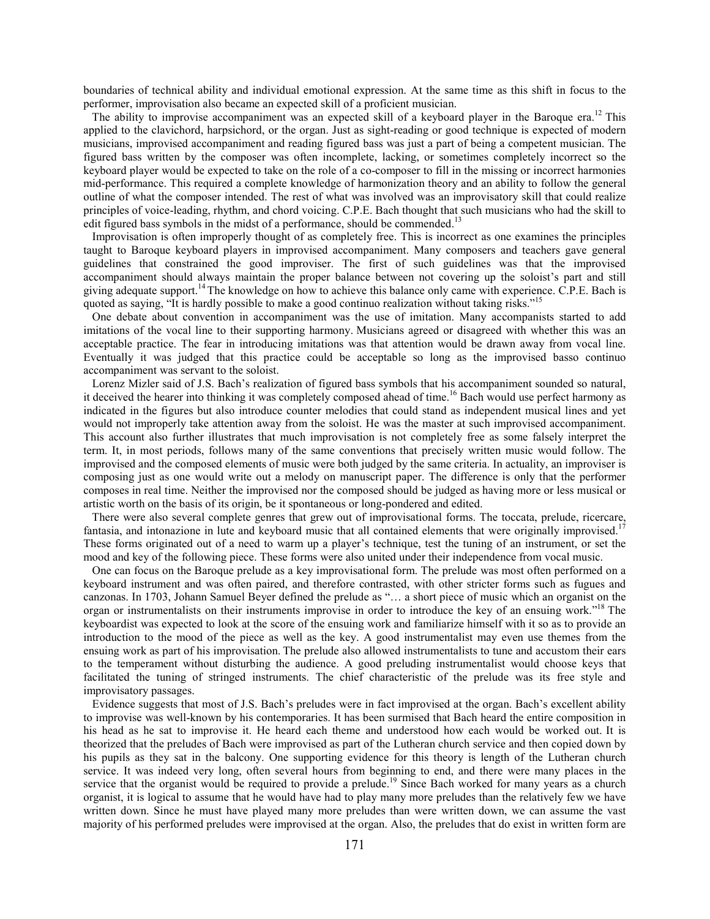boundaries of technical ability and individual emotional expression. At the same time as this shift in focus to the performer, improvisation also became an expected skill of a proficient musician.

The ability to improvise accompaniment was an expected skill of a keyboard player in the Baroque era.[12] This applied to the clavichord, harpsichord, or the organ. Just as sight-reading or good technique is expected of modern musicians, improvised accompaniment and reading figured bass was just a part of being a competent musician. The figured bass written by the composer was often incomplete, lacking, or sometimes completely incorrect so the keyboard player would be expected to take on the role of a co-composer to fill in the missing or incorrect harmonies mid-performance. This required a complete knowledge of harmonization theory and an ability to follow the general outline of what the composer intended. The rest of what was involved was an improvisatory skill that could realize principles of voice-leading, rhythm, and chord voicing. C.P.E. Bach thought that such musicians who had the skill to edit figured bass symbols in the midst of a performance, should be commended.[13]

Improvisation is often improperly thought of as completely free. This is incorrect as one examines the principles taught to Baroque keyboard players in improvised accompaniment. Many composers and teachers gave general guidelines that constrained the good improviser. The first of such guidelines was that the improvised accompaniment should always maintain the proper balance between not covering up the soloist's part and still giving adequate support.[14] The knowledge on how to achieve this balance only came with experience. C.P.E. Bach is quoted as saying, "It is hardly possible to make a good continuo realization without taking risks."[15]

One debate about convention in accompaniment was the use of imitation. Many accompanists started to add imitations of the vocal line to their supporting harmony. Musicians agreed or disagreed with whether this was an acceptable practice. The fear in introducing imitations was that attention would be drawn away from vocal line. Eventually it was judged that this practice could be acceptable so long as the improvised basso continuo accompaniment was servant to the soloist.

Lorenz Mizler said of J.S. Bach's realization of figured bass symbols that his accompaniment sounded so natural, it deceived the hearer into thinking it was completely composed ahead of time.[16] Bach would use perfect harmony as indicated in the figures but also introduce counter melodies that could stand as independent musical lines and yet would not improperly take attention away from the soloist. He was the master at such improvised accompaniment. This account also further illustrates that much improvisation is not completely free as some falsely interpret the term. It, in most periods, follows many of the same conventions that precisely written music would follow. The improvised and the composed elements of music were both judged by the same criteria. In actuality, an improviser is composing just as one would write out a melody on manuscript paper. The difference is only that the performer composes in real time. Neither the improvised nor the composed should be judged as having more or less musical or artistic worth on the basis of its origin, be it spontaneous or long-pondered and edited.

There were also several complete genres that grew out of improvisational forms. The toccata, prelude, ricercare, fantasia, and intonazione in lute and keyboard music that all contained elements that were originally improvised.[17] These forms originated out of a need to warm up a player's technique, test the tuning of an instrument, or set the mood and key of the following piece. These forms were also united under their independence from vocal music.

One can focus on the Baroque prelude as a key improvisational form. The prelude was most often performed on a keyboard instrument and was often paired, and therefore contrasted, with other stricter forms such as fugues and canzonas. In 1703, Johann Samuel Beyer defined the prelude as "… a short piece of music which an organist on the organ or instrumentalists on their instruments improvise in order to introduce the key of an ensuing work."[18] The keyboardist was expected to look at the score of the ensuing work and familiarize himself with it so as to provide an introduction to the mood of the piece as well as the key. A good instrumentalist may even use themes from the ensuing work as part of his improvisation. The prelude also allowed instrumentalists to tune and accustom their ears to the temperament without disturbing the audience. A good preluding instrumentalist would choose keys that facilitated the tuning of stringed instruments. The chief characteristic of the prelude was its free style and improvisatory passages.

Evidence suggests that most of J.S. Bach's preludes were in fact improvised at the organ. Bach's excellent ability to improvise was well-known by his contemporaries. It has been surmised that Bach heard the entire composition in his head as he sat to improvise it. He heard each theme and understood how each would be worked out. It is theorized that the preludes of Bach were improvised as part of the Lutheran church service and then copied down by his pupils as they sat in the balcony. One supporting evidence for this theory is length of the Lutheran church service. It was indeed very long, often several hours from beginning to end, and there were many places in the service that the organist would be required to provide a prelude.[19] Since Bach worked for many years as a church organist, it is logical to assume that he would have had to play many more preludes than the relatively few we have written down. Since he must have played many more preludes than were written down, we can assume the vast majority of his performed preludes were improvised at the organ. Also, the preludes that do exist in written form are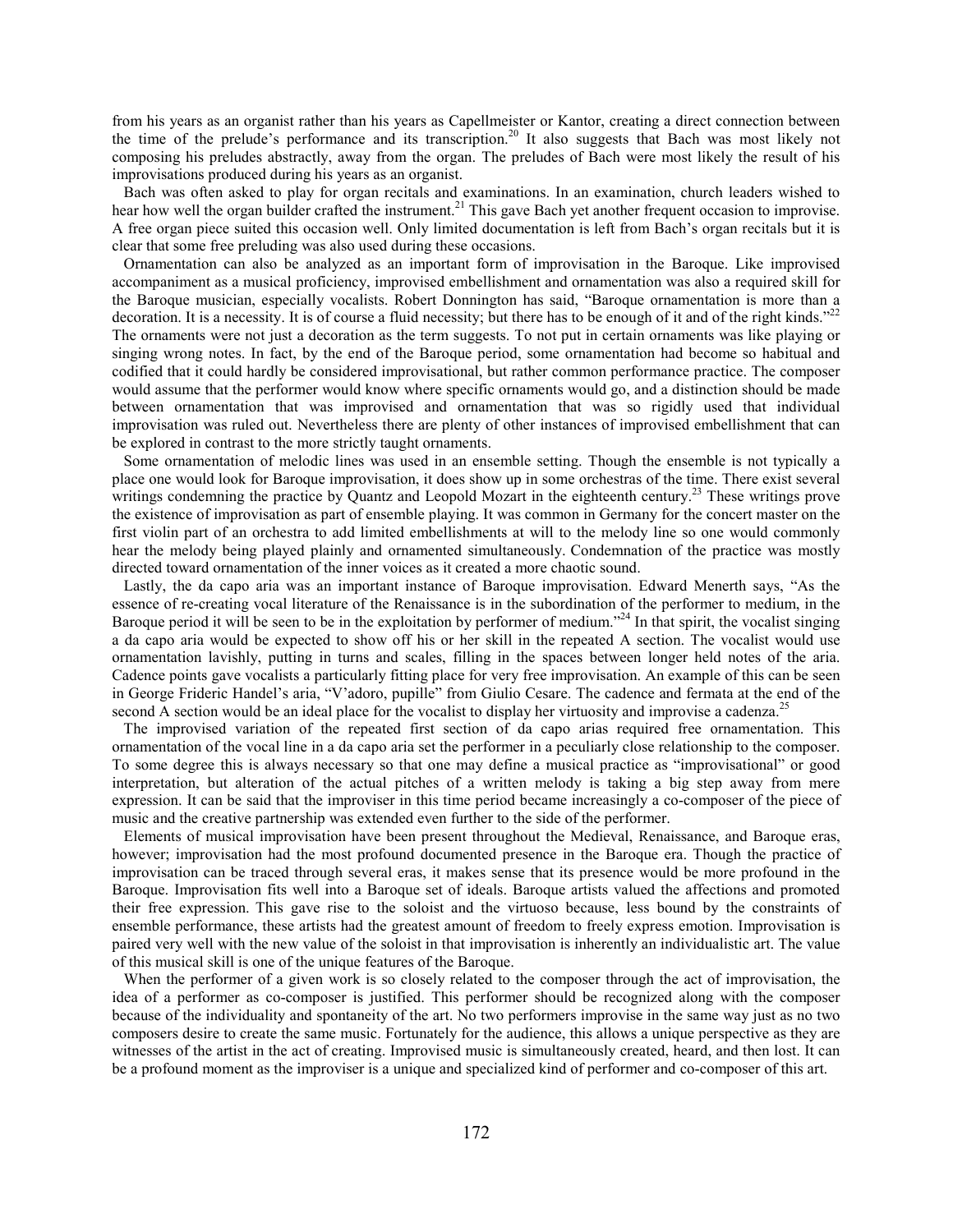from his years as an organist rather than his years as Capellmeister or Kantor, creating a direct connection between the time of the prelude's performance and its transcription.[20] It also suggests that Bach was most likely not composing his preludes abstractly, away from the organ. The preludes of Bach were most likely the result of his improvisations produced during his years as an organist.

Bach was often asked to play for organ recitals and examinations. In an examination, church leaders wished to hear how well the organ builder crafted the instrument.[21] This gave Bach yet another frequent occasion to improvise. A free organ piece suited this occasion well. Only limited documentation is left from Bach's organ recitals but it is clear that some free preluding was also used during these occasions.

Ornamentation can also be analyzed as an important form of improvisation in the Baroque. Like improvised accompaniment as a musical proficiency, improvised embellishment and ornamentation was also a required skill for the Baroque musician, especially vocalists. Robert Donnington has said, "Baroque ornamentation is more than a decoration. It is a necessity. It is of course a fluid necessity; but there has to be enough of it and of the right kinds."[22] The ornaments were not just a decoration as the term suggests. To not put in certain ornaments was like playing or singing wrong notes. In fact, by the end of the Baroque period, some ornamentation had become so habitual and codified that it could hardly be considered improvisational, but rather common performance practice. The composer would assume that the performer would know where specific ornaments would go, and a distinction should be made between ornamentation that was improvised and ornamentation that was so rigidly used that individual improvisation was ruled out. Nevertheless there are plenty of other instances of improvised embellishment that can be explored in contrast to the more strictly taught ornaments.

Some ornamentation of melodic lines was used in an ensemble setting. Though the ensemble is not typically a place one would look for Baroque improvisation, it does show up in some orchestras of the time. There exist several writings condemning the practice by Quantz and Leopold Mozart in the eighteenth century.[23] These writings prove the existence of improvisation as part of ensemble playing. It was common in Germany for the concert master on the first violin part of an orchestra to add limited embellishments at will to the melody line so one would commonly hear the melody being played plainly and ornamented simultaneously. Condemnation of the practice was mostly directed toward ornamentation of the inner voices as it created a more chaotic sound.

Lastly, the da capo aria was an important instance of Baroque improvisation. Edward Menerth says, "As the essence of re-creating vocal literature of the Renaissance is in the subordination of the performer to medium, in the Baroque period it will be seen to be in the exploitation by performer of medium."[24] In that spirit, the vocalist singing a da capo aria would be expected to show off his or her skill in the repeated A section. The vocalist would use ornamentation lavishly, putting in turns and scales, filling in the spaces between longer held notes of the aria. Cadence points gave vocalists a particularly fitting place for very free improvisation. An example of this can be seen in George Frideric Handel's aria, "V'adoro, pupille" from Giulio Cesare. The cadence and fermata at the end of the second A section would be an ideal place for the vocalist to display her virtuosity and improvise a cadenza.[25]

The improvised variation of the repeated first section of da capo arias required free ornamentation. This ornamentation of the vocal line in a da capo aria set the performer in a peculiarly close relationship to the composer. To some degree this is always necessary so that one may define a musical practice as "improvisational" or good interpretation, but alteration of the actual pitches of a written melody is taking a big step away from mere expression. It can be said that the improviser in this time period became increasingly a co-composer of the piece of music and the creative partnership was extended even further to the side of the performer.

Elements of musical improvisation have been present throughout the Medieval, Renaissance, and Baroque eras, however; improvisation had the most profound documented presence in the Baroque era. Though the practice of improvisation can be traced through several eras, it makes sense that its presence would be more profound in the Baroque. Improvisation fits well into a Baroque set of ideals. Baroque artists valued the affections and promoted their free expression. This gave rise to the soloist and the virtuoso because, less bound by the constraints of ensemble performance, these artists had the greatest amount of freedom to freely express emotion. Improvisation is paired very well with the new value of the soloist in that improvisation is inherently an individualistic art. The value of this musical skill is one of the unique features of the Baroque.

When the performer of a given work is so closely related to the composer through the act of improvisation, the idea of a performer as co-composer is justified. This performer should be recognized along with the composer because of the individuality and spontaneity of the art. No two performers improvise in the same way just as no two composers desire to create the same music. Fortunately for the audience, this allows a unique perspective as they are witnesses of the artist in the act of creating. Improvised music is simultaneously created, heard, and then lost. It can be a profound moment as the improviser is a unique and specialized kind of performer and co-composer of this art.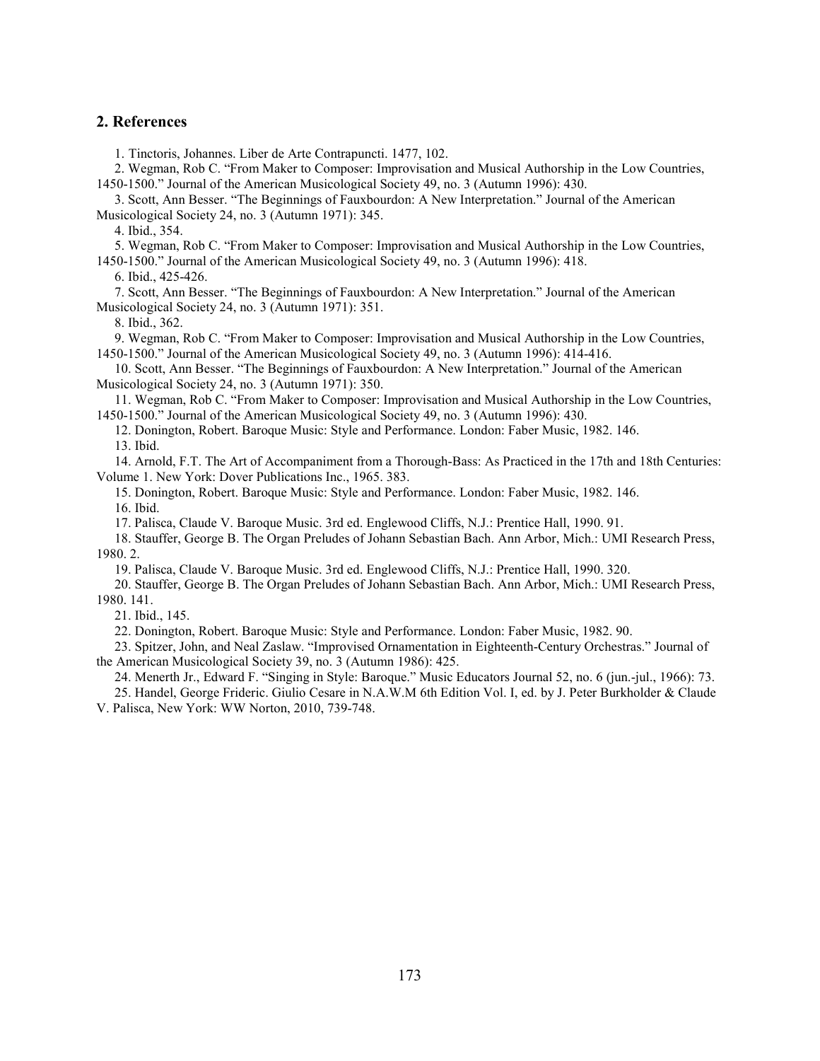## 2. References

1. Tinctoris, Johannes. Liber de Arte Contrapuncti. 1477, 102.
2. Wegman, Rob C. "From Maker to Composer: Improvisation and Musical Authorship in the Low Countries, 1450-1500." Journal of the American Musicological Society 49, no. 3 (Autumn 1996): 430.
3. Scott, Ann Besser. "The Beginnings of Fauxbourdon: A New Interpretation." Journal of the American Musicological Society 24, no. 3 (Autumn 1971): 345.
4. Ibid., 354.
5. Wegman, Rob C. "From Maker to Composer: Improvisation and Musical Authorship in the Low Countries, 1450-1500." Journal of the American Musicological Society 49, no. 3 (Autumn 1996): 418.
6. Ibid., 425-426.
7. Scott, Ann Besser. "The Beginnings of Fauxbourdon: A New Interpretation." Journal of the American Musicological Society 24, no. 3 (Autumn 1971): 351.
8. Ibid., 362.
9. Wegman, Rob C. "From Maker to Composer: Improvisation and Musical Authorship in the Low Countries, 1450-1500." Journal of the American Musicological Society 49, no. 3 (Autumn 1996): 414-416.
10. Scott, Ann Besser. "The Beginnings of Fauxbourdon: A New Interpretation." Journal of the American Musicological Society 24, no. 3 (Autumn 1971): 350.
11. Wegman, Rob C. "From Maker to Composer: Improvisation and Musical Authorship in the Low Countries, 1450-1500." Journal of the American Musicological Society 49, no. 3 (Autumn 1996): 430.
12. Donington, Robert. Baroque Music: Style and Performance. London: Faber Music, 1982. 146.
13. Ibid.
14. Arnold, F.T. The Art of Accompaniment from a Thorough-Bass: As Practiced in the 17th and 18th Centuries: Volume 1. New York: Dover Publications Inc., 1965. 383.
15. Donington, Robert. Baroque Music: Style and Performance. London: Faber Music, 1982. 146.
16. Ibid.
17. Palisca, Claude V. Baroque Music. 3rd ed. Englewood Cliffs, N.J.: Prentice Hall, 1990. 91.
18. Stauffer, George B. The Organ Preludes of Johann Sebastian Bach. Ann Arbor, Mich.: UMI Research Press, 1980. 2.
19. Palisca, Claude V. Baroque Music. 3rd ed. Englewood Cliffs, N.J.: Prentice Hall, 1990. 320.
20. Stauffer, George B. The Organ Preludes of Johann Sebastian Bach. Ann Arbor, Mich.: UMI Research Press, 1980. 141.
21. Ibid., 145.
22. Donington, Robert. Baroque Music: Style and Performance. London: Faber Music, 1982. 90.
23. Spitzer, John, and Neal Zaslaw. "Improvised Ornamentation in Eighteenth-Century Orchestras." Journal of the American Musicological Society 39, no. 3 (Autumn 1986): 425.
24. Menerth Jr., Edward F. "Singing in Style: Baroque." Music Educators Journal 52, no. 6 (jun.-jul., 1966): 73.
25. Handel, George Frideric. Giulio Cesare in N.A.W.M 6th Edition Vol. I, ed. by J. Peter Burkholder & Claude V. Palisca, New York: WW Norton, 2010, 739-748.